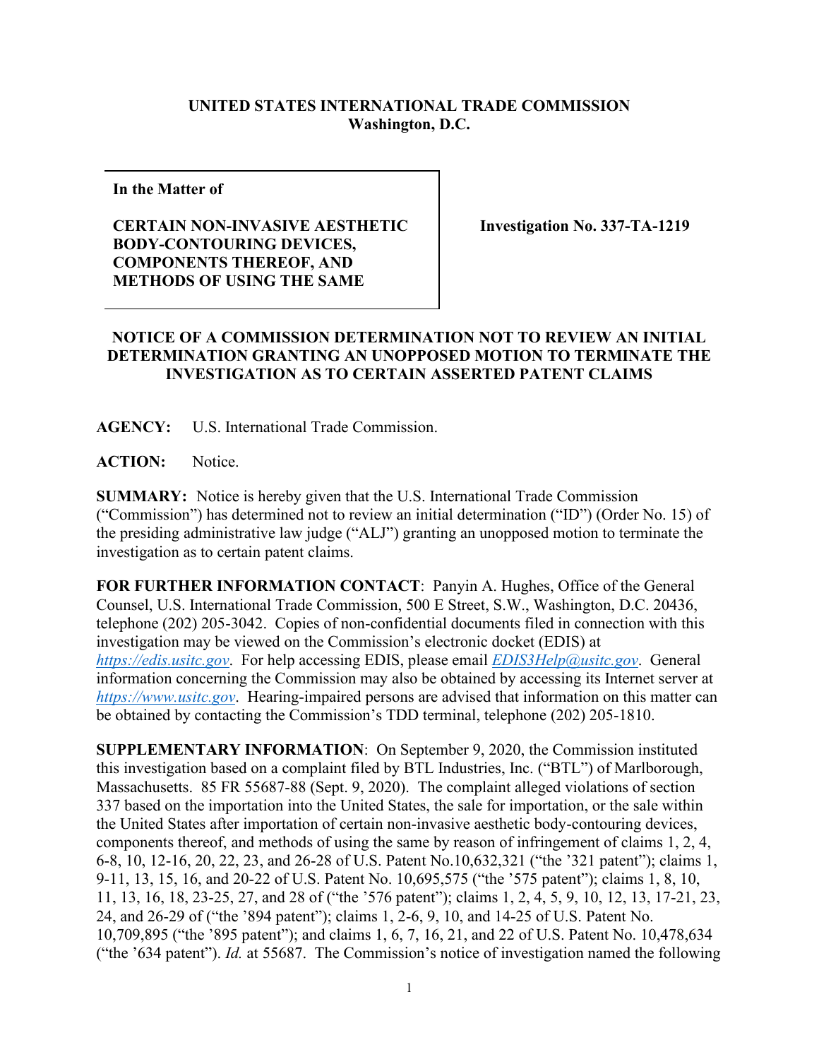**UNITED STATES INTERNATIONAL TRADE COMMISSION**
**Washington, D.C.**

| **In the Matter of**<br><br>**CERTAIN NON-INVASIVE AESTHETIC BODY-CONTOURING DEVICES, COMPONENTS THEREOF, AND METHODS OF USING THE SAME** | **Investigation No. 337-TA-1219** |
|---|---|

**NOTICE OF A COMMISSION DETERMINATION NOT TO REVIEW AN INITIAL DETERMINATION GRANTING AN UNOPPOSED MOTION TO TERMINATE THE INVESTIGATION AS TO CERTAIN ASSERTED PATENT CLAIMS**

**AGENCY:** U.S. International Trade Commission.

**ACTION:** Notice.

**SUMMARY:** Notice is hereby given that the U.S. International Trade Commission ("Commission") has determined not to review an initial determination ("ID") (Order No. 15) of the presiding administrative law judge ("ALJ") granting an unopposed motion to terminate the investigation as to certain patent claims.

**FOR FURTHER INFORMATION CONTACT**: Panyin A. Hughes, Office of the General Counsel, U.S. International Trade Commission, 500 E Street, S.W., Washington, D.C. 20436, telephone (202) 205-3042. Copies of non-confidential documents filed in connection with this investigation may be viewed on the Commission's electronic docket (EDIS) at *https://edis.usitc.gov*. For help accessing EDIS, please email *EDIS3Help@usitc.gov*. General information concerning the Commission may also be obtained by accessing its Internet server at *https://www.usitc.gov*. Hearing-impaired persons are advised that information on this matter can be obtained by contacting the Commission's TDD terminal, telephone (202) 205-1810.

**SUPPLEMENTARY INFORMATION**: On September 9, 2020, the Commission instituted this investigation based on a complaint filed by BTL Industries, Inc. ("BTL") of Marlborough, Massachusetts. 85 FR 55687-88 (Sept. 9, 2020). The complaint alleged violations of section 337 based on the importation into the United States, the sale for importation, or the sale within the United States after importation of certain non-invasive aesthetic body-contouring devices, components thereof, and methods of using the same by reason of infringement of claims 1, 2, 4, 6-8, 10, 12-16, 20, 22, 23, and 26-28 of U.S. Patent No.10,632,321 ("the '321 patent"); claims 1, 9-11, 13, 15, 16, and 20-22 of U.S. Patent No. 10,695,575 ("the '575 patent"); claims 1, 8, 10, 11, 13, 16, 18, 23-25, 27, and 28 of ("the '576 patent"); claims 1, 2, 4, 5, 9, 10, 12, 13, 17-21, 23, 24, and 26-29 of ("the '894 patent"); claims 1, 2-6, 9, 10, and 14-25 of U.S. Patent No. 10,709,895 ("the '895 patent"); and claims 1, 6, 7, 16, 21, and 22 of U.S. Patent No. 10,478,634 ("the '634 patent"). *Id.* at 55687. The Commission's notice of investigation named the following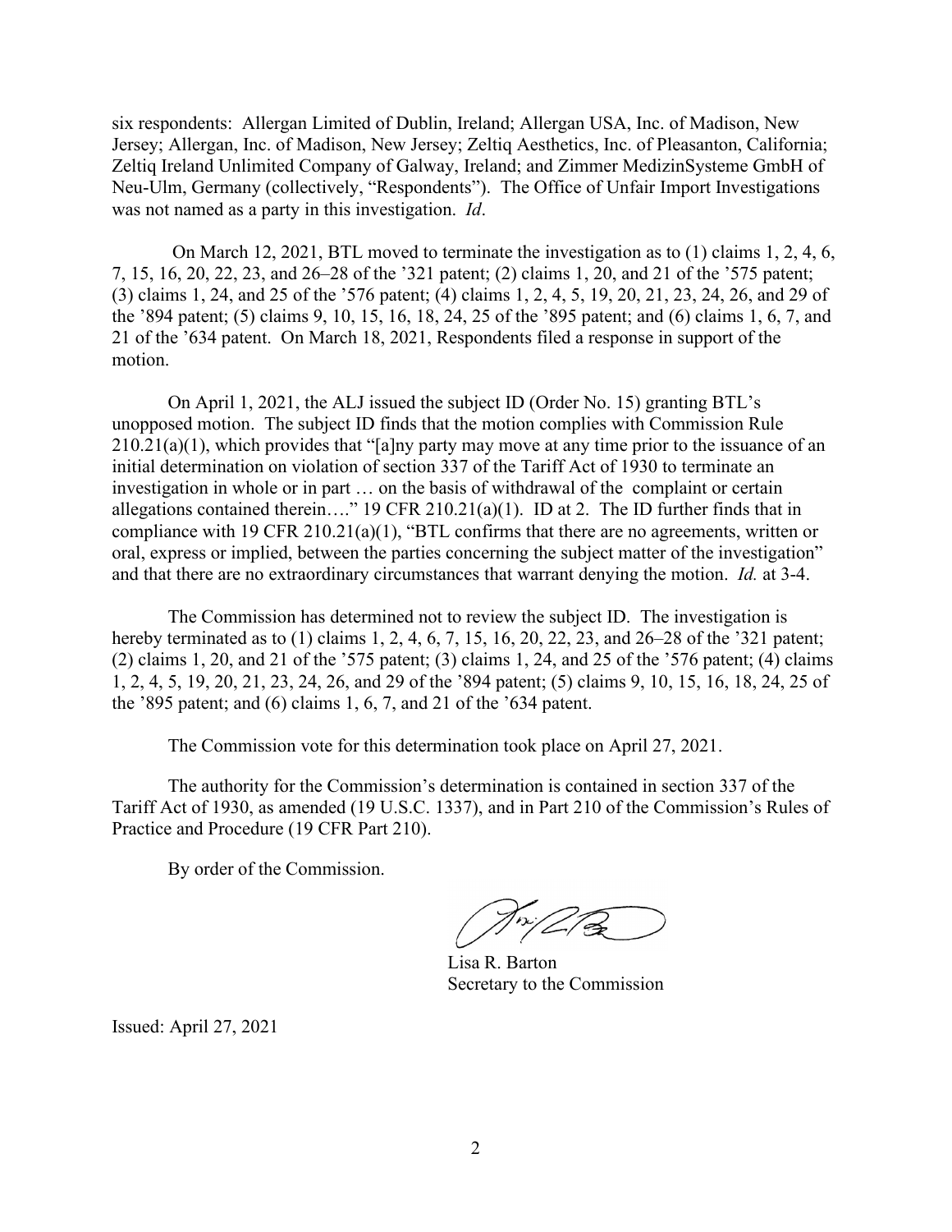six respondents: Allergan Limited of Dublin, Ireland; Allergan USA, Inc. of Madison, New Jersey; Allergan, Inc. of Madison, New Jersey; Zeltiq Aesthetics, Inc. of Pleasanton, California; Zeltiq Ireland Unlimited Company of Galway, Ireland; and Zimmer MedizinSysteme GmbH of Neu-Ulm, Germany (collectively, "Respondents"). The Office of Unfair Import Investigations was not named as a party in this investigation. *Id*.

On March 12, 2021, BTL moved to terminate the investigation as to (1) claims 1, 2, 4, 6, 7, 15, 16, 20, 22, 23, and 26–28 of the '321 patent; (2) claims 1, 20, and 21 of the '575 patent; (3) claims 1, 24, and 25 of the '576 patent; (4) claims 1, 2, 4, 5, 19, 20, 21, 23, 24, 26, and 29 of the '894 patent; (5) claims 9, 10, 15, 16, 18, 24, 25 of the '895 patent; and (6) claims 1, 6, 7, and 21 of the '634 patent. On March 18, 2021, Respondents filed a response in support of the motion.

On April 1, 2021, the ALJ issued the subject ID (Order No. 15) granting BTL's unopposed motion. The subject ID finds that the motion complies with Commission Rule 210.21(a)(1), which provides that "[a]ny party may move at any time prior to the issuance of an initial determination on violation of section 337 of the Tariff Act of 1930 to terminate an investigation in whole or in part … on the basis of withdrawal of the complaint or certain allegations contained therein…." 19 CFR 210.21(a)(1). ID at 2. The ID further finds that in compliance with 19 CFR 210.21(a)(1), "BTL confirms that there are no agreements, written or oral, express or implied, between the parties concerning the subject matter of the investigation" and that there are no extraordinary circumstances that warrant denying the motion. *Id.* at 3-4.

The Commission has determined not to review the subject ID. The investigation is hereby terminated as to (1) claims 1, 2, 4, 6, 7, 15, 16, 20, 22, 23, and 26–28 of the '321 patent; (2) claims 1, 20, and 21 of the '575 patent; (3) claims 1, 24, and 25 of the '576 patent; (4) claims 1, 2, 4, 5, 19, 20, 21, 23, 24, 26, and 29 of the '894 patent; (5) claims 9, 10, 15, 16, 18, 24, 25 of the '895 patent; and (6) claims 1, 6, 7, and 21 of the '634 patent.

The Commission vote for this determination took place on April 27, 2021.

The authority for the Commission's determination is contained in section 337 of the Tariff Act of 1930, as amended (19 U.S.C. 1337), and in Part 210 of the Commission's Rules of Practice and Procedure (19 CFR Part 210).

By order of the Commission.

Lisa R. Barton
Secretary to the Commission

Issued: April 27, 2021